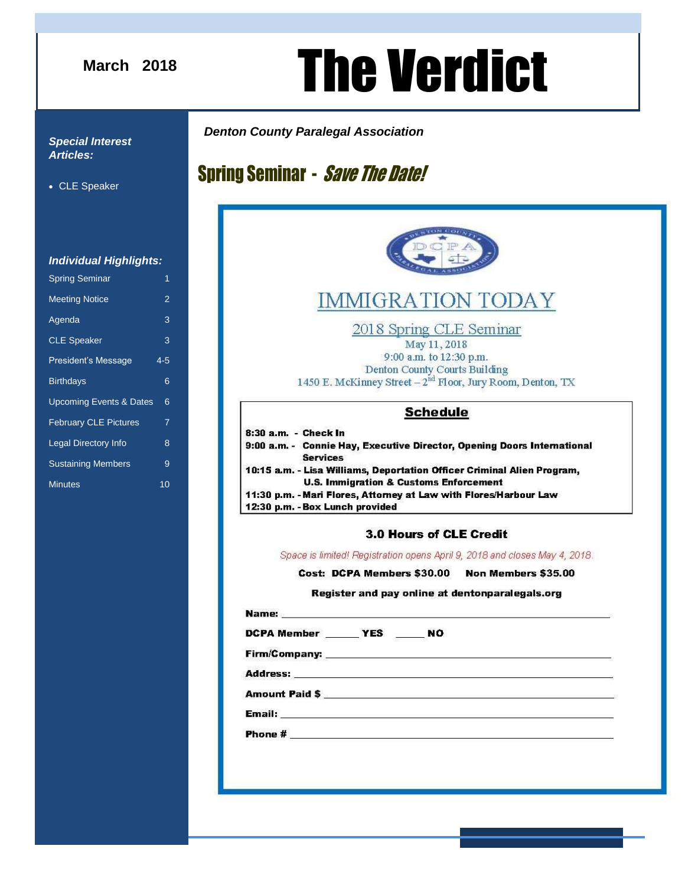March 2018

# The Verdict

***Denton County Paralegal Association***

***Special Interest Articles:***

- CLE Speaker

***Individual Highlights:***

| | |
|---|---|
| Spring Seminar | 1 |
| Meeting Notice | 2 |
| Agenda | 3 |
| CLE Speaker | 3 |
| President's Message | 4-5 |
| Birthdays | 6 |
| Upcoming Events & Dates | 6 |
| February CLE Pictures | 7 |
| Legal Directory Info | 8 |
| Sustaining Members | 9 |
| Minutes | 10 |

## Spring Seminar - *Save The Date!*

DCPA — Denton County Paralegal Association

# IMMIGRATION TODAY

## 2018 Spring CLE Seminar

May 11, 2018
9:00 a.m. to 12:30 p.m.
Denton County Courts Building
1450 E. McKinney Street – 2nd Floor, Jury Room, Denton, TX

### Schedule

**8:30 a.m. - Check In**
**9:00 a.m. - Connie Hay, Executive Director, Opening Doors International Services**
**10:15 a.m. - Lisa Williams, Deportation Officer Criminal Alien Program, U.S. Immigration & Customs Enforcement**
**11:30 p.m. - Mari Flores, Attorney at Law with Flores/Harbour Law**
**12:30 p.m. - Box Lunch provided**

**3.0 Hours of CLE Credit**

*Space is limited! Registration opens April 9, 2018 and closes May 4, 2018.*

**Cost: DCPA Members $30.00 Non Members $35.00**

**Register and pay online at dentonparalegals.org**

**Name:** ______________________________

**DCPA Member** _____ **YES** _____ **NO**

**Firm/Company:** ______________________________

**Address:** ______________________________

**Amount Paid $** ______________________________

**Email:** ______________________________

**Phone #** ______________________________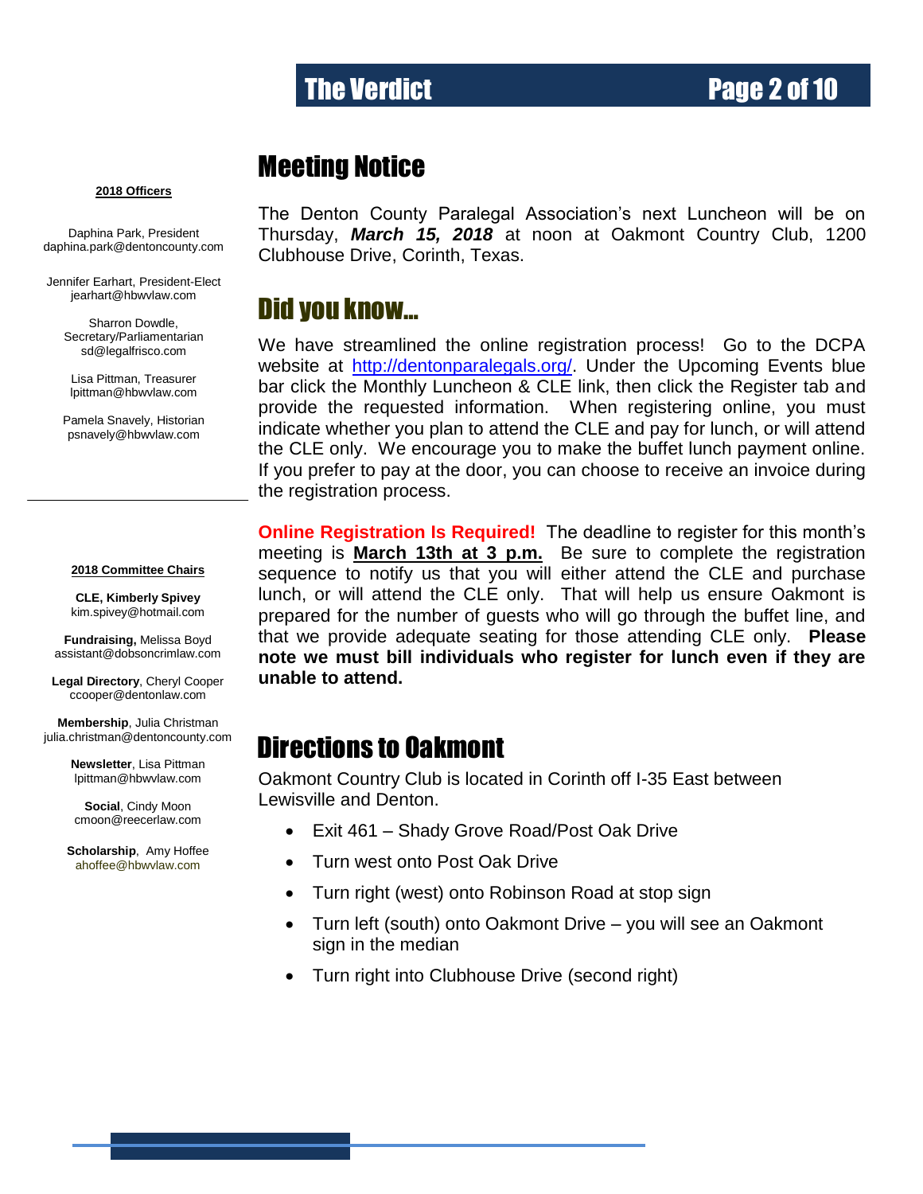**2018 Officers**

Daphina Park, President
daphina.park@dentoncounty.com

Jennifer Earhart, President-Elect
jearhart@hbwvlaw.com

Sharron Dowdle, Secretary/Parliamentarian
sd@legalfrisco.com

Lisa Pittman, Treasurer
lpittman@hbwvlaw.com

Pamela Snavely, Historian
psnavely@hbwvlaw.com

**2018 Committee Chairs**

**CLE, Kimberly Spivey**
kim.spivey@hotmail.com

**Fundraising,** Melissa Boyd
assistant@dobsoncrimlaw.com

**Legal Directory**, Cheryl Cooper
ccooper@dentonlaw.com

**Membership**, Julia Christman
julia.christman@dentoncounty.com

**Newsletter**, Lisa Pittman
lpittman@hbwvlaw.com

**Social**, Cindy Moon
cmoon@reecerlaw.com

**Scholarship**, Amy Hoffee
ahoffee@hbwvlaw.com

# Meeting Notice

The Denton County Paralegal Association's next Luncheon will be on Thursday, ***March 15, 2018*** at noon at Oakmont Country Club, 1200 Clubhouse Drive, Corinth, Texas.

# Did you know…

We have streamlined the online registration process! Go to the DCPA website at http://dentonparalegals.org/. Under the Upcoming Events blue bar click the Monthly Luncheon & CLE link, then click the Register tab and provide the requested information. When registering online, you must indicate whether you plan to attend the CLE and pay for lunch, or will attend the CLE only. We encourage you to make the buffet lunch payment online. If you prefer to pay at the door, you can choose to receive an invoice during the registration process.

**Online Registration Is Required!** The deadline to register for this month's meeting is **March 13th at 3 p.m.** Be sure to complete the registration sequence to notify us that you will either attend the CLE and purchase lunch, or will attend the CLE only. That will help us ensure Oakmont is prepared for the number of guests who will go through the buffet line, and that we provide adequate seating for those attending CLE only. **Please note we must bill individuals who register for lunch even if they are unable to attend.**

# Directions to Oakmont

Oakmont Country Club is located in Corinth off I-35 East between Lewisville and Denton.

- Exit 461 – Shady Grove Road/Post Oak Drive
- Turn west onto Post Oak Drive
- Turn right (west) onto Robinson Road at stop sign
- Turn left (south) onto Oakmont Drive – you will see an Oakmont sign in the median
- Turn right into Clubhouse Drive (second right)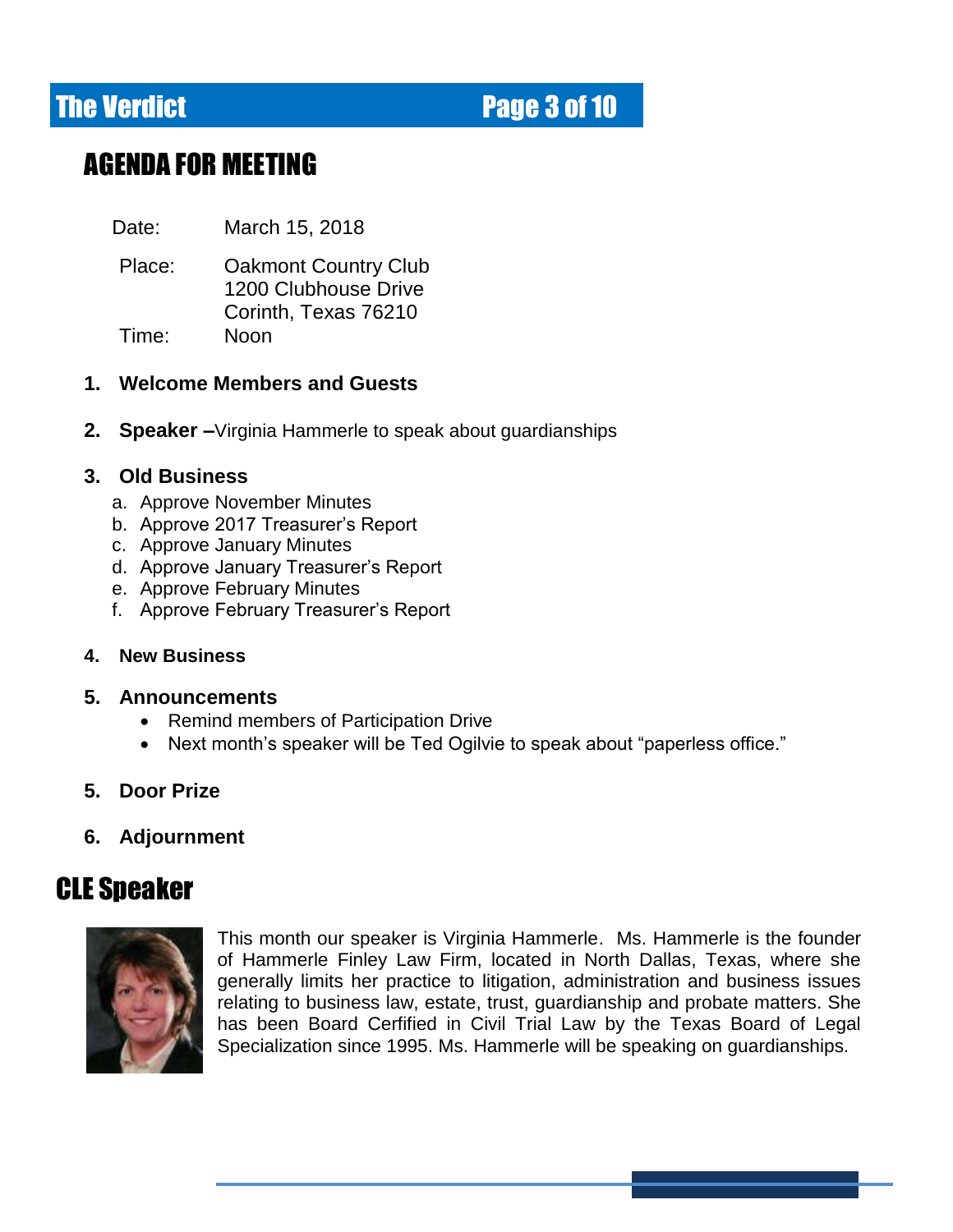## AGENDA FOR MEETING

Date: March 15, 2018

Place: Oakmont Country Club
1200 Clubhouse Drive
Corinth, Texas 76210

Time: Noon

1. **Welcome Members and Guests**

2. **Speaker –**Virginia Hammerle to speak about guardianships

3. **Old Business**
   a. Approve November Minutes
   b. Approve 2017 Treasurer's Report
   c. Approve January Minutes
   d. Approve January Treasurer's Report
   e. Approve February Minutes
   f. Approve February Treasurer's Report

4. **New Business**

5. **Announcements**
   - Remind members of Participation Drive
   - Next month's speaker will be Ted Ogilvie to speak about "paperless office."

5. **Door Prize**

6. **Adjournment**

## CLE Speaker

This month our speaker is Virginia Hammerle. Ms. Hammerle is the founder of Hammerle Finley Law Firm, located in North Dallas, Texas, where she generally limits her practice to litigation, administration and business issues relating to business law, estate, trust, guardianship and probate matters. She has been Board Cerfified in Civil Trial Law by the Texas Board of Legal Specialization since 1995. Ms. Hammerle will be speaking on guardianships.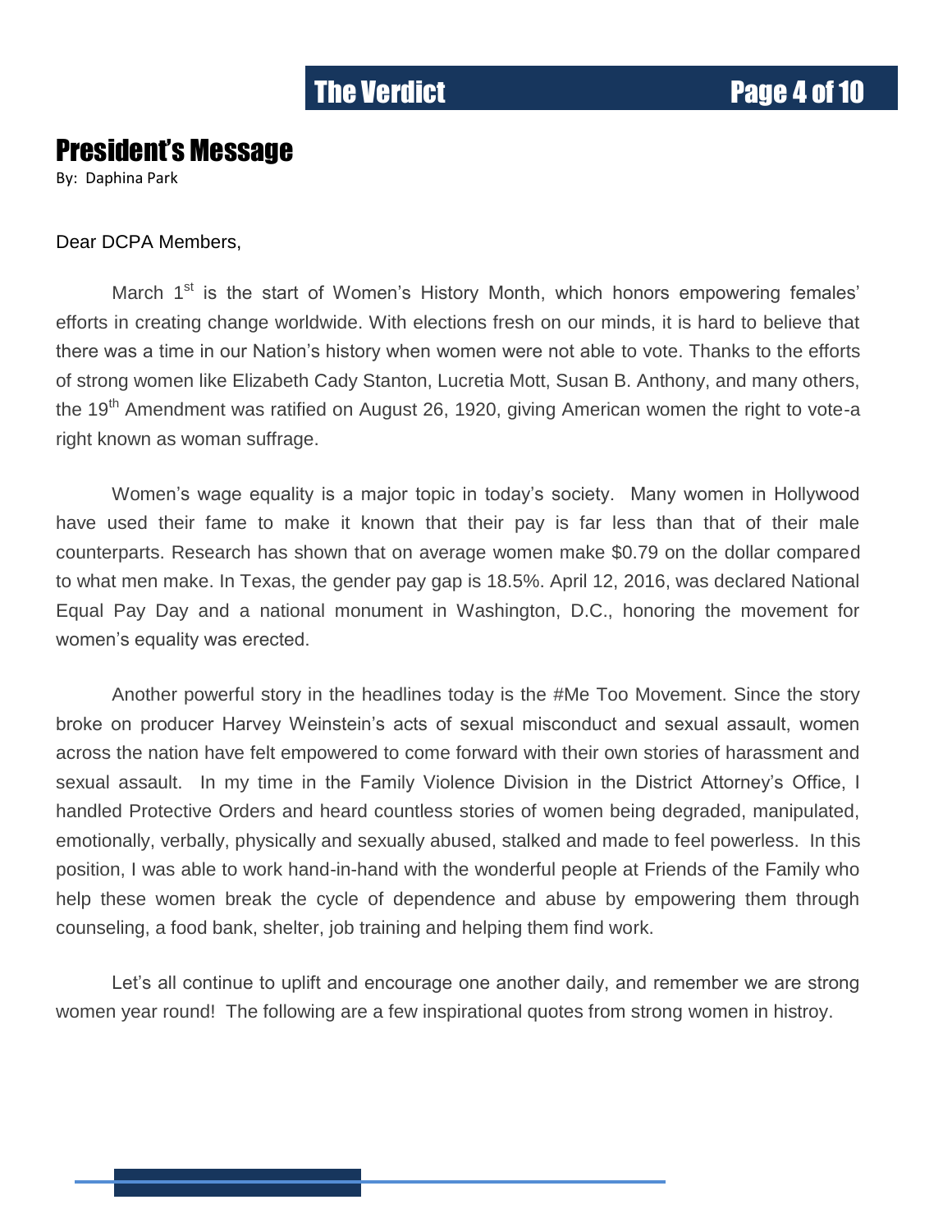## President's Message

By: Daphina Park

Dear DCPA Members,

March 1st is the start of Women's History Month, which honors empowering females' efforts in creating change worldwide. With elections fresh on our minds, it is hard to believe that there was a time in our Nation's history when women were not able to vote. Thanks to the efforts of strong women like Elizabeth Cady Stanton, Lucretia Mott, Susan B. Anthony, and many others, the 19th Amendment was ratified on August 26, 1920, giving American women the right to vote-a right known as woman suffrage.

Women's wage equality is a major topic in today's society. Many women in Hollywood have used their fame to make it known that their pay is far less than that of their male counterparts. Research has shown that on average women make $0.79 on the dollar compared to what men make. In Texas, the gender pay gap is 18.5%. April 12, 2016, was declared National Equal Pay Day and a national monument in Washington, D.C., honoring the movement for women's equality was erected.

Another powerful story in the headlines today is the #Me Too Movement. Since the story broke on producer Harvey Weinstein's acts of sexual misconduct and sexual assault, women across the nation have felt empowered to come forward with their own stories of harassment and sexual assault. In my time in the Family Violence Division in the District Attorney's Office, I handled Protective Orders and heard countless stories of women being degraded, manipulated, emotionally, verbally, physically and sexually abused, stalked and made to feel powerless. In this position, I was able to work hand-in-hand with the wonderful people at Friends of the Family who help these women break the cycle of dependence and abuse by empowering them through counseling, a food bank, shelter, job training and helping them find work.

Let's all continue to uplift and encourage one another daily, and remember we are strong women year round! The following are a few inspirational quotes from strong women in histroy.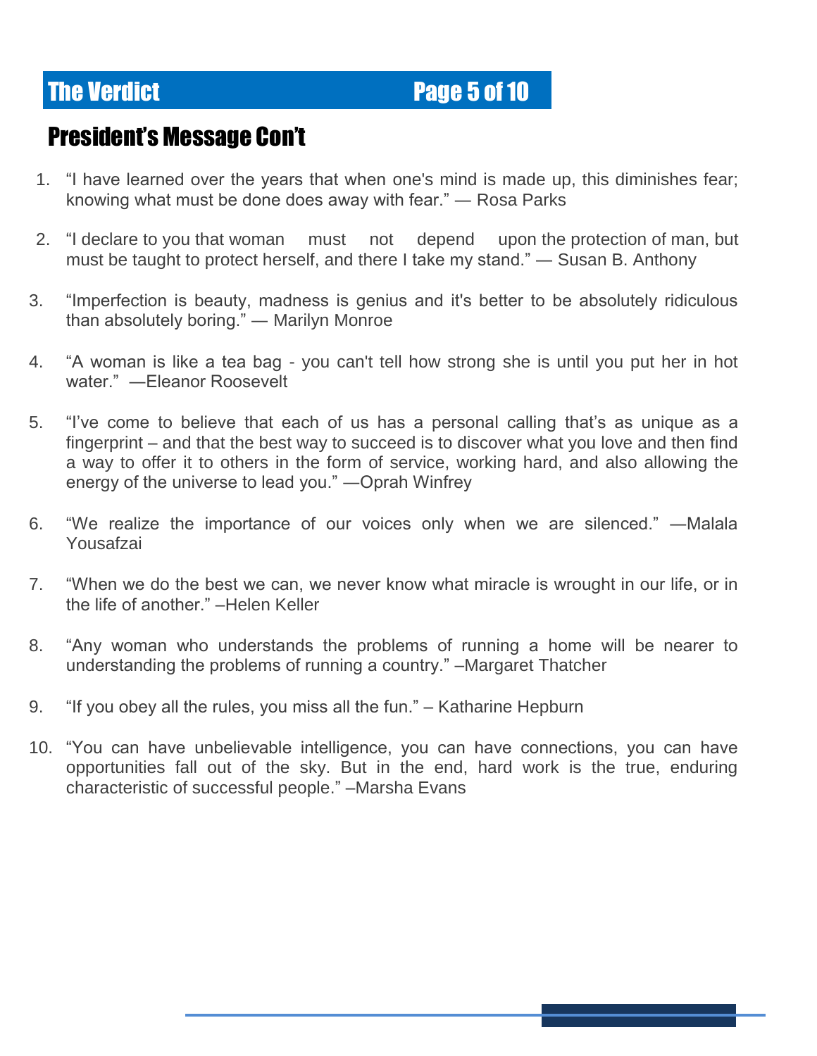## President's Message Con't

1. "I have learned over the years that when one's mind is made up, this diminishes fear; knowing what must be done does away with fear." — Rosa Parks

2. "I declare to you that woman must not depend upon the protection of man, but must be taught to protect herself, and there I take my stand." — Susan B. Anthony

3. "Imperfection is beauty, madness is genius and it's better to be absolutely ridiculous than absolutely boring." — Marilyn Monroe

4. "A woman is like a tea bag - you can't tell how strong she is until you put her in hot water." —Eleanor Roosevelt

5. "I've come to believe that each of us has a personal calling that's as unique as a fingerprint – and that the best way to succeed is to discover what you love and then find a way to offer it to others in the form of service, working hard, and also allowing the energy of the universe to lead you." —Oprah Winfrey

6. "We realize the importance of our voices only when we are silenced." —Malala Yousafzai

7. "When we do the best we can, we never know what miracle is wrought in our life, or in the life of another." –Helen Keller

8. "Any woman who understands the problems of running a home will be nearer to understanding the problems of running a country." –Margaret Thatcher

9. "If you obey all the rules, you miss all the fun." – Katharine Hepburn

10. "You can have unbelievable intelligence, you can have connections, you can have opportunities fall out of the sky. But in the end, hard work is the true, enduring characteristic of successful people." –Marsha Evans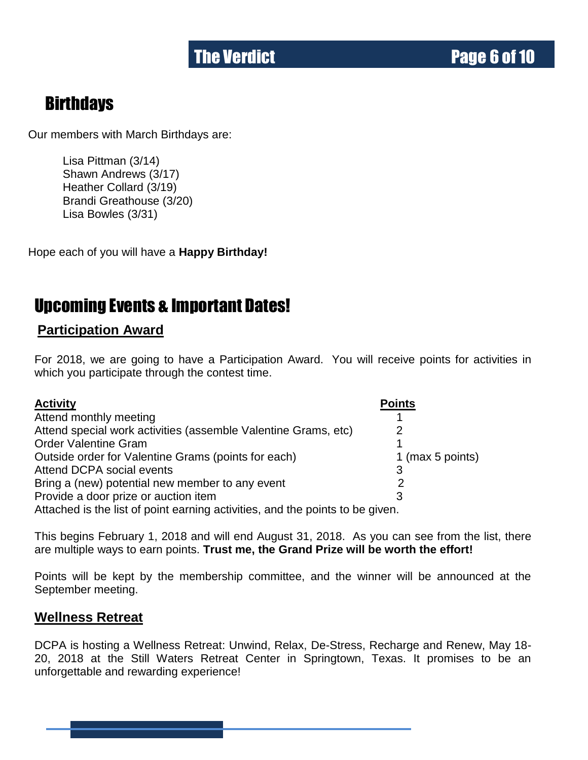## Birthdays

Our members with March Birthdays are:

Lisa Pittman (3/14)
Shawn Andrews (3/17)
Heather Collard (3/19)
Brandi Greathouse (3/20)
Lisa Bowles (3/31)

Hope each of you will have a **Happy Birthday!**

## Upcoming Events & Important Dates!

### Participation Award

For 2018, we are going to have a Participation Award. You will receive points for activities in which you participate through the contest time.

| Activity | Points |
|---|---|
| Attend monthly meeting | 1 |
| Attend special work activities (assemble Valentine Grams, etc) | 2 |
| Order Valentine Gram | 1 |
| Outside order for Valentine Grams (points for each) | 1 (max 5 points) |
| Attend DCPA social events | 3 |
| Bring a (new) potential new member to any event | 2 |
| Provide a door prize or auction item | 3 |

Attached is the list of point earning activities, and the points to be given.

This begins February 1, 2018 and will end August 31, 2018. As you can see from the list, there are multiple ways to earn points. **Trust me, the Grand Prize will be worth the effort!**

Points will be kept by the membership committee, and the winner will be announced at the September meeting.

### Wellness Retreat

DCPA is hosting a Wellness Retreat: Unwind, Relax, De-Stress, Recharge and Renew, May 18-20, 2018 at the Still Waters Retreat Center in Springtown, Texas. It promises to be an unforgettable and rewarding experience!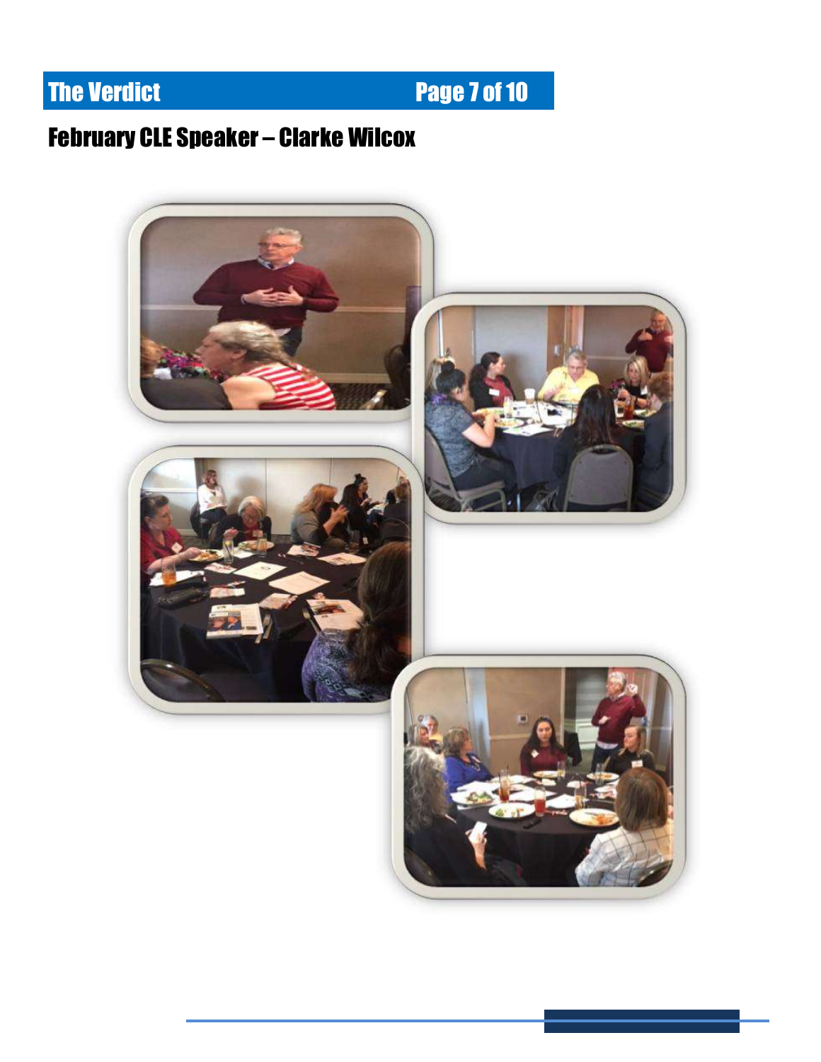## February CLE Speaker – Clarke Wilcox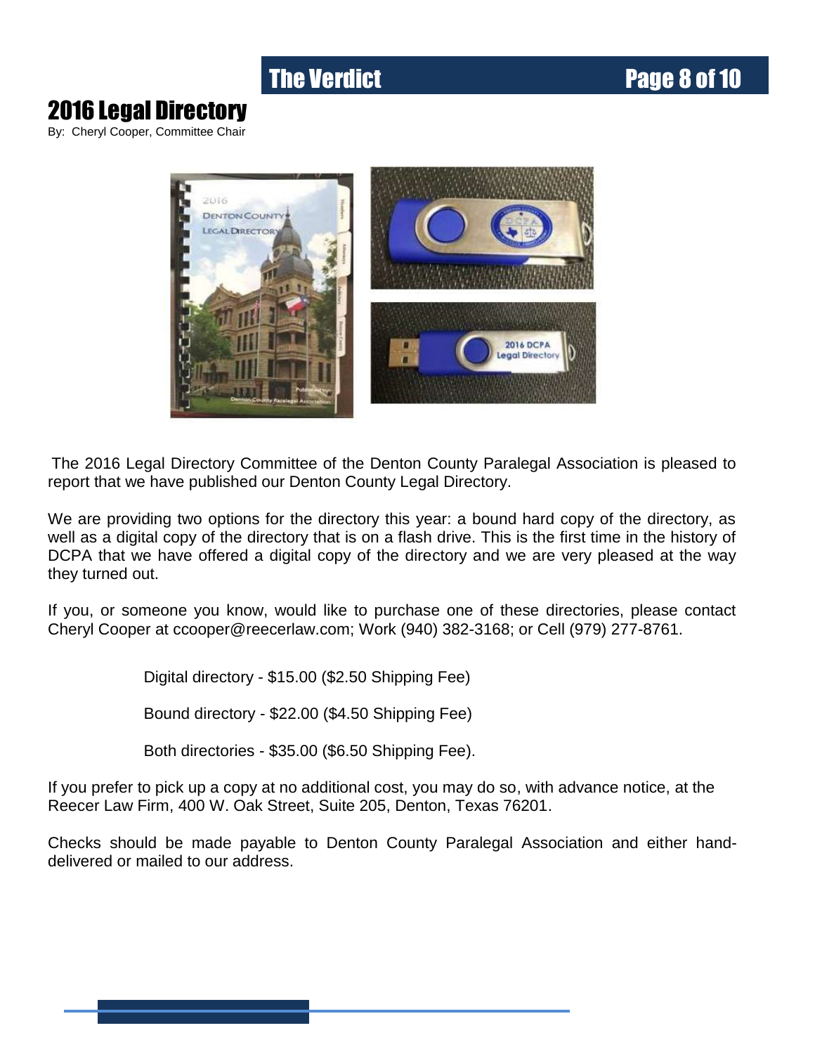# 2016 Legal Directory

By: Cheryl Cooper, Committee Chair

The 2016 Legal Directory Committee of the Denton County Paralegal Association is pleased to report that we have published our Denton County Legal Directory.

We are providing two options for the directory this year: a bound hard copy of the directory, as well as a digital copy of the directory that is on a flash drive. This is the first time in the history of DCPA that we have offered a digital copy of the directory and we are very pleased at the way they turned out.

If you, or someone you know, would like to purchase one of these directories, please contact Cheryl Cooper at ccooper@reecerlaw.com; Work (940) 382-3168; or Cell (979) 277-8761.

Digital directory - $15.00 ($2.50 Shipping Fee)

Bound directory - $22.00 ($4.50 Shipping Fee)

Both directories - $35.00 ($6.50 Shipping Fee).

If you prefer to pick up a copy at no additional cost, you may do so, with advance notice, at the Reecer Law Firm, 400 W. Oak Street, Suite 205, Denton, Texas 76201.

Checks should be made payable to Denton County Paralegal Association and either hand-delivered or mailed to our address.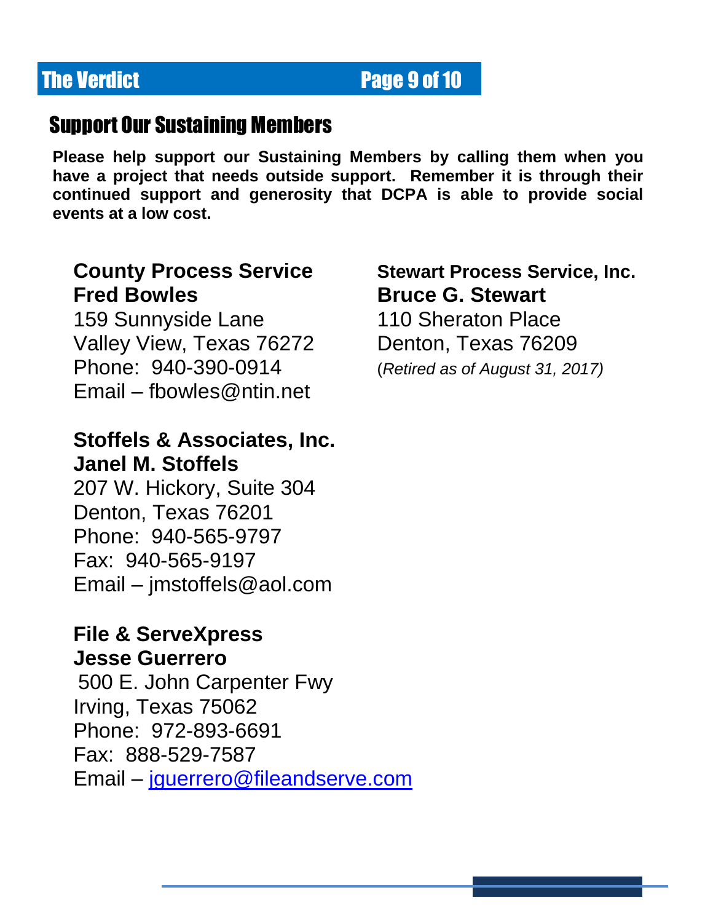## Support Our Sustaining Members

**Please help support our Sustaining Members by calling them when you have a project that needs outside support. Remember it is through their continued support and generosity that DCPA is able to provide social events at a low cost.**

**County Process Service**
**Fred Bowles**
159 Sunnyside Lane
Valley View, Texas 76272
Phone: 940-390-0914
Email – fbowles@ntin.net

**Stoffels & Associates, Inc.**
**Janel M. Stoffels**
207 W. Hickory, Suite 304
Denton, Texas 76201
Phone: 940-565-9797
Fax: 940-565-9197
Email – jmstoffels@aol.com

**File & ServeXpress**
**Jesse Guerrero**
500 E. John Carpenter Fwy
Irving, Texas 75062
Phone: 972-893-6691
Fax: 888-529-7587
Email – jguerrero@fileandserve.com

**Stewart Process Service, Inc.**
**Bruce G. Stewart**
110 Sheraton Place
Denton, Texas 76209
(*Retired as of August 31, 2017)*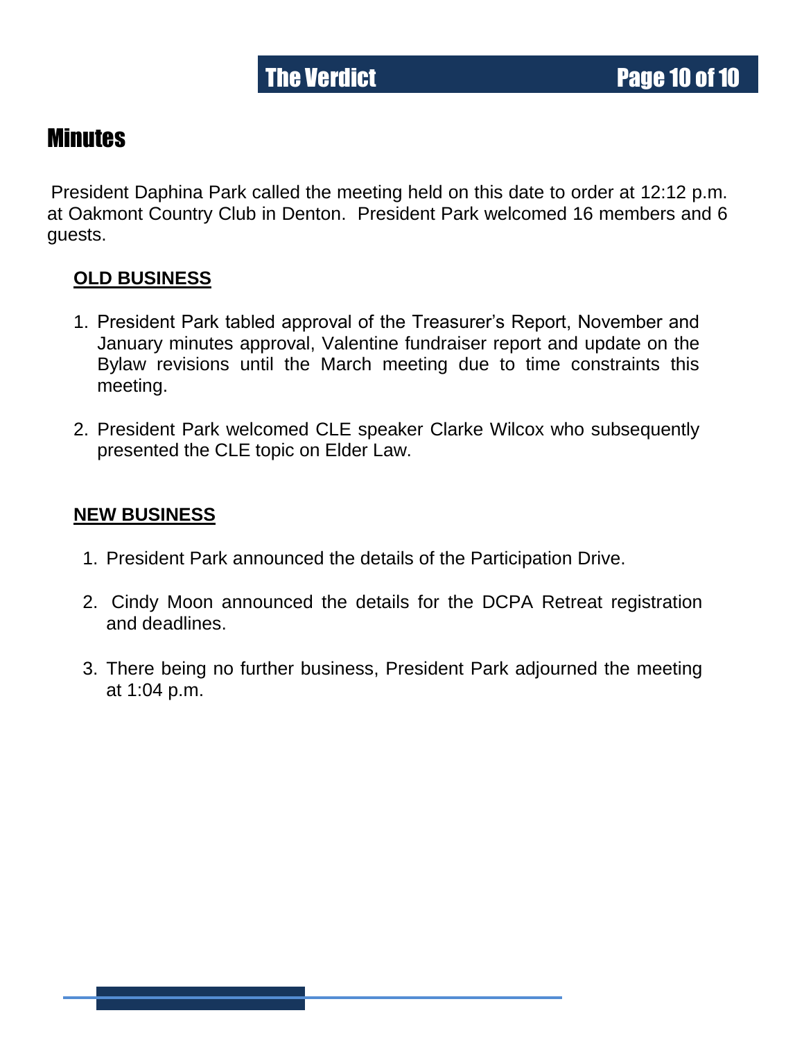## Minutes

President Daphina Park called the meeting held on this date to order at 12:12 p.m. at Oakmont Country Club in Denton. President Park welcomed 16 members and 6 guests.

**OLD BUSINESS**

1. President Park tabled approval of the Treasurer's Report, November and January minutes approval, Valentine fundraiser report and update on the Bylaw revisions until the March meeting due to time constraints this meeting.

2. President Park welcomed CLE speaker Clarke Wilcox who subsequently presented the CLE topic on Elder Law.

**NEW BUSINESS**

1. President Park announced the details of the Participation Drive.

2. Cindy Moon announced the details for the DCPA Retreat registration and deadlines.

3. There being no further business, President Park adjourned the meeting at 1:04 p.m.